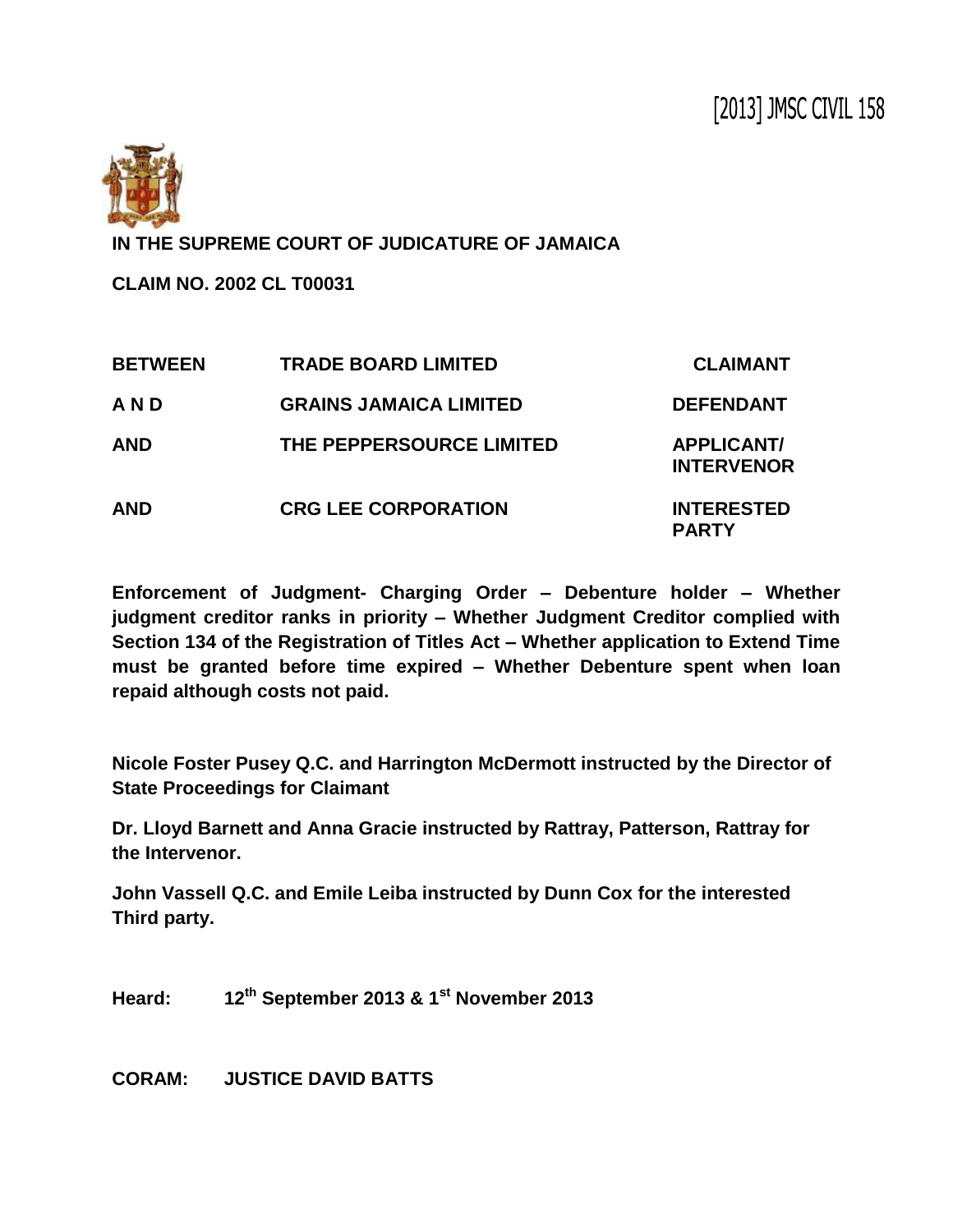[2013] JMSC CIVIL 158

**IN THE SUPREME COURT OF JUDICATURE OF JAMAICA**

**CLAIM NO. 2002 CL T00031**

| | | |
|---|---|---|
| **BETWEEN** | **TRADE BOARD LIMITED** | **CLAIMANT** |
| **A N D** | **GRAINS JAMAICA LIMITED** | **DEFENDANT** |
| **AND** | **THE PEPPERSOURCE LIMITED** | **APPLICANT/ INTERVENOR** |
| **AND** | **CRG LEE CORPORATION** | **INTERESTED PARTY** |

**Enforcement of Judgment- Charging Order – Debenture holder – Whether judgment creditor ranks in priority – Whether Judgment Creditor complied with Section 134 of the Registration of Titles Act – Whether application to Extend Time must be granted before time expired – Whether Debenture spent when loan repaid although costs not paid.**

**Nicole Foster Pusey Q.C. and Harrington McDermott instructed by the Director of State Proceedings for Claimant**

**Dr. Lloyd Barnett and Anna Gracie instructed by Rattray, Patterson, Rattray for the Intervenor.**

**John Vassell Q.C. and Emile Leiba instructed by Dunn Cox for the interested Third party.**

**Heard: 12th September 2013 & 1st November 2013**

**CORAM: JUSTICE DAVID BATTS**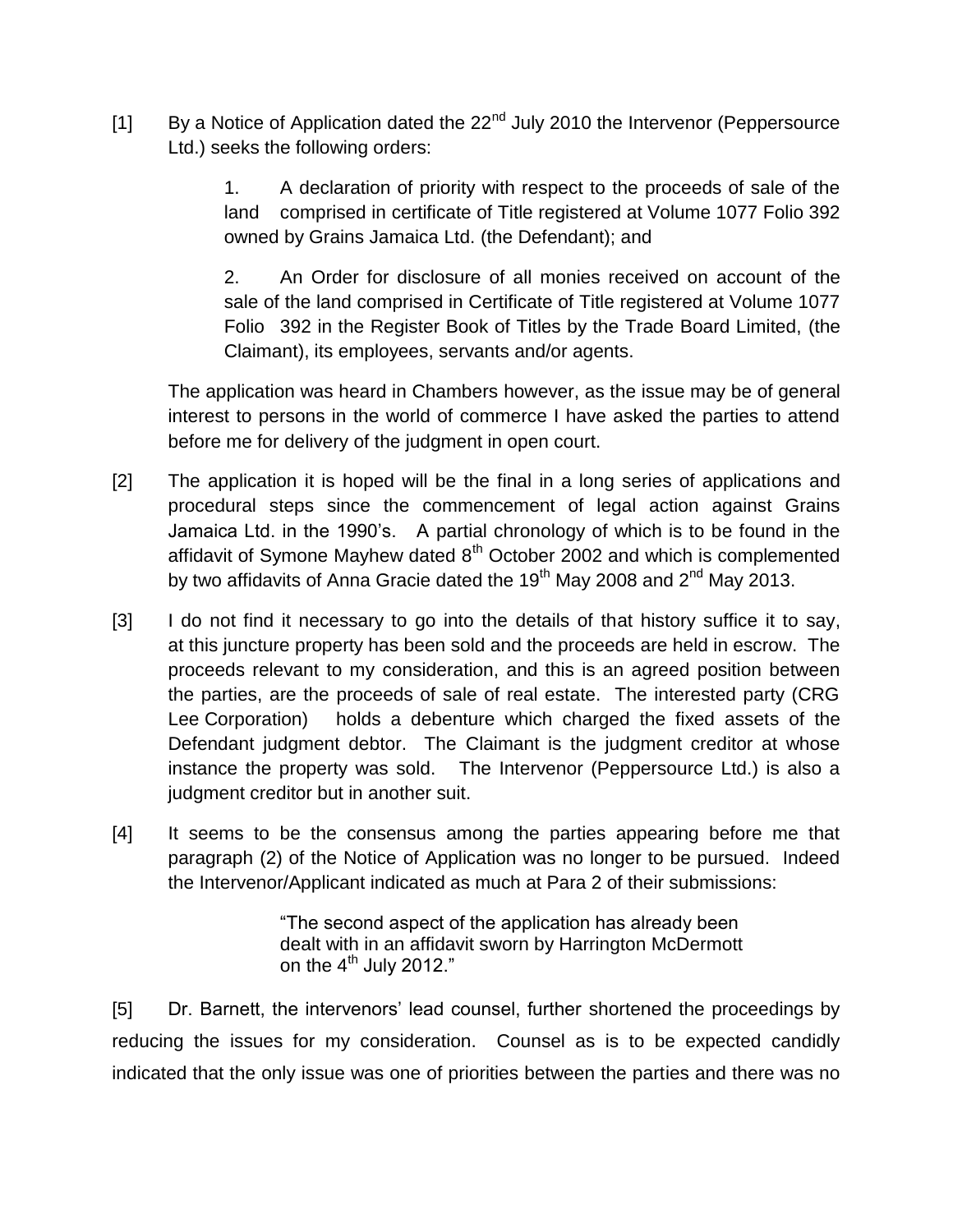[1] By a Notice of Application dated the 22nd July 2010 the Intervenor (Peppersource Ltd.) seeks the following orders:

> 1. A declaration of priority with respect to the proceeds of sale of the land comprised in certificate of Title registered at Volume 1077 Folio 392 owned by Grains Jamaica Ltd. (the Defendant); and
>
> 2. An Order for disclosure of all monies received on account of the sale of the land comprised in Certificate of Title registered at Volume 1077 Folio 392 in the Register Book of Titles by the Trade Board Limited, (the Claimant), its employees, servants and/or agents.

The application was heard in Chambers however, as the issue may be of general interest to persons in the world of commerce I have asked the parties to attend before me for delivery of the judgment in open court.

[2] The application it is hoped will be the final in a long series of applications and procedural steps since the commencement of legal action against Grains Jamaica Ltd. in the 1990's. A partial chronology of which is to be found in the affidavit of Symone Mayhew dated 8th October 2002 and which is complemented by two affidavits of Anna Gracie dated the 19th May 2008 and 2nd May 2013.

[3] I do not find it necessary to go into the details of that history suffice it to say, at this juncture property has been sold and the proceeds are held in escrow. The proceeds relevant to my consideration, and this is an agreed position between the parties, are the proceeds of sale of real estate. The interested party (CRG Lee Corporation) holds a debenture which charged the fixed assets of the Defendant judgment debtor. The Claimant is the judgment creditor at whose instance the property was sold. The Intervenor (Peppersource Ltd.) is also a judgment creditor but in another suit.

[4] It seems to be the consensus among the parties appearing before me that paragraph (2) of the Notice of Application was no longer to be pursued. Indeed the Intervenor/Applicant indicated as much at Para 2 of their submissions:

> "The second aspect of the application has already been dealt with in an affidavit sworn by Harrington McDermott on the 4th July 2012."

[5] Dr. Barnett, the intervenors' lead counsel, further shortened the proceedings by reducing the issues for my consideration. Counsel as is to be expected candidly indicated that the only issue was one of priorities between the parties and there was no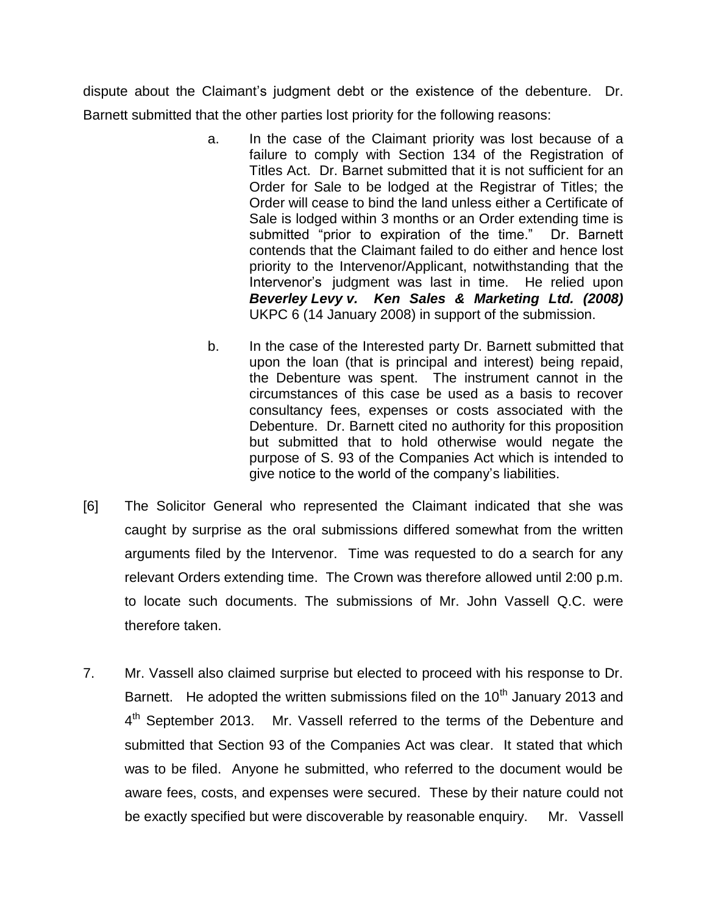dispute about the Claimant's judgment debt or the existence of the debenture. Dr. Barnett submitted that the other parties lost priority for the following reasons:

a. In the case of the Claimant priority was lost because of a failure to comply with Section 134 of the Registration of Titles Act. Dr. Barnet submitted that it is not sufficient for an Order for Sale to be lodged at the Registrar of Titles; the Order will cease to bind the land unless either a Certificate of Sale is lodged within 3 months or an Order extending time is submitted "prior to expiration of the time." Dr. Barnett contends that the Claimant failed to do either and hence lost priority to the Intervenor/Applicant, notwithstanding that the Intervenor's judgment was last in time. He relied upon ***Beverley Levy v. Ken Sales & Marketing Ltd. (2008)*** UKPC 6 (14 January 2008) in support of the submission.

b. In the case of the Interested party Dr. Barnett submitted that upon the loan (that is principal and interest) being repaid, the Debenture was spent. The instrument cannot in the circumstances of this case be used as a basis to recover consultancy fees, expenses or costs associated with the Debenture. Dr. Barnett cited no authority for this proposition but submitted that to hold otherwise would negate the purpose of S. 93 of the Companies Act which is intended to give notice to the world of the company's liabilities.

[6] The Solicitor General who represented the Claimant indicated that she was caught by surprise as the oral submissions differed somewhat from the written arguments filed by the Intervenor. Time was requested to do a search for any relevant Orders extending time. The Crown was therefore allowed until 2:00 p.m. to locate such documents. The submissions of Mr. John Vassell Q.C. were therefore taken.

7. Mr. Vassell also claimed surprise but elected to proceed with his response to Dr. Barnett. He adopted the written submissions filed on the 10th January 2013 and 4th September 2013. Mr. Vassell referred to the terms of the Debenture and submitted that Section 93 of the Companies Act was clear. It stated that which was to be filed. Anyone he submitted, who referred to the document would be aware fees, costs, and expenses were secured. These by their nature could not be exactly specified but were discoverable by reasonable enquiry. Mr. Vassell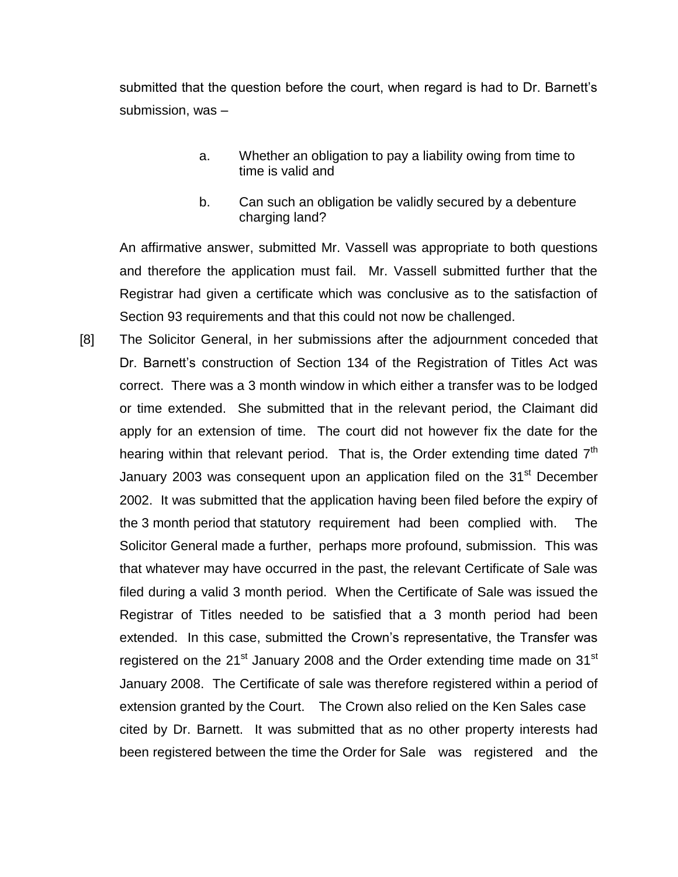submitted that the question before the court, when regard is had to Dr. Barnett's submission, was –

> a. Whether an obligation to pay a liability owing from time to time is valid and
>
> b. Can such an obligation be validly secured by a debenture charging land?

An affirmative answer, submitted Mr. Vassell was appropriate to both questions and therefore the application must fail. Mr. Vassell submitted further that the Registrar had given a certificate which was conclusive as to the satisfaction of Section 93 requirements and that this could not now be challenged.

[8] The Solicitor General, in her submissions after the adjournment conceded that Dr. Barnett's construction of Section 134 of the Registration of Titles Act was correct. There was a 3 month window in which either a transfer was to be lodged or time extended. She submitted that in the relevant period, the Claimant did apply for an extension of time. The court did not however fix the date for the hearing within that relevant period. That is, the Order extending time dated 7th January 2003 was consequent upon an application filed on the 31st December 2002. It was submitted that the application having been filed before the expiry of the 3 month period that statutory requirement had been complied with. The Solicitor General made a further, perhaps more profound, submission. This was that whatever may have occurred in the past, the relevant Certificate of Sale was filed during a valid 3 month period. When the Certificate of Sale was issued the Registrar of Titles needed to be satisfied that a 3 month period had been extended. In this case, submitted the Crown's representative, the Transfer was registered on the 21st January 2008 and the Order extending time made on 31st January 2008. The Certificate of sale was therefore registered within a period of extension granted by the Court. The Crown also relied on the Ken Sales case cited by Dr. Barnett. It was submitted that as no other property interests had been registered between the time the Order for Sale was registered and the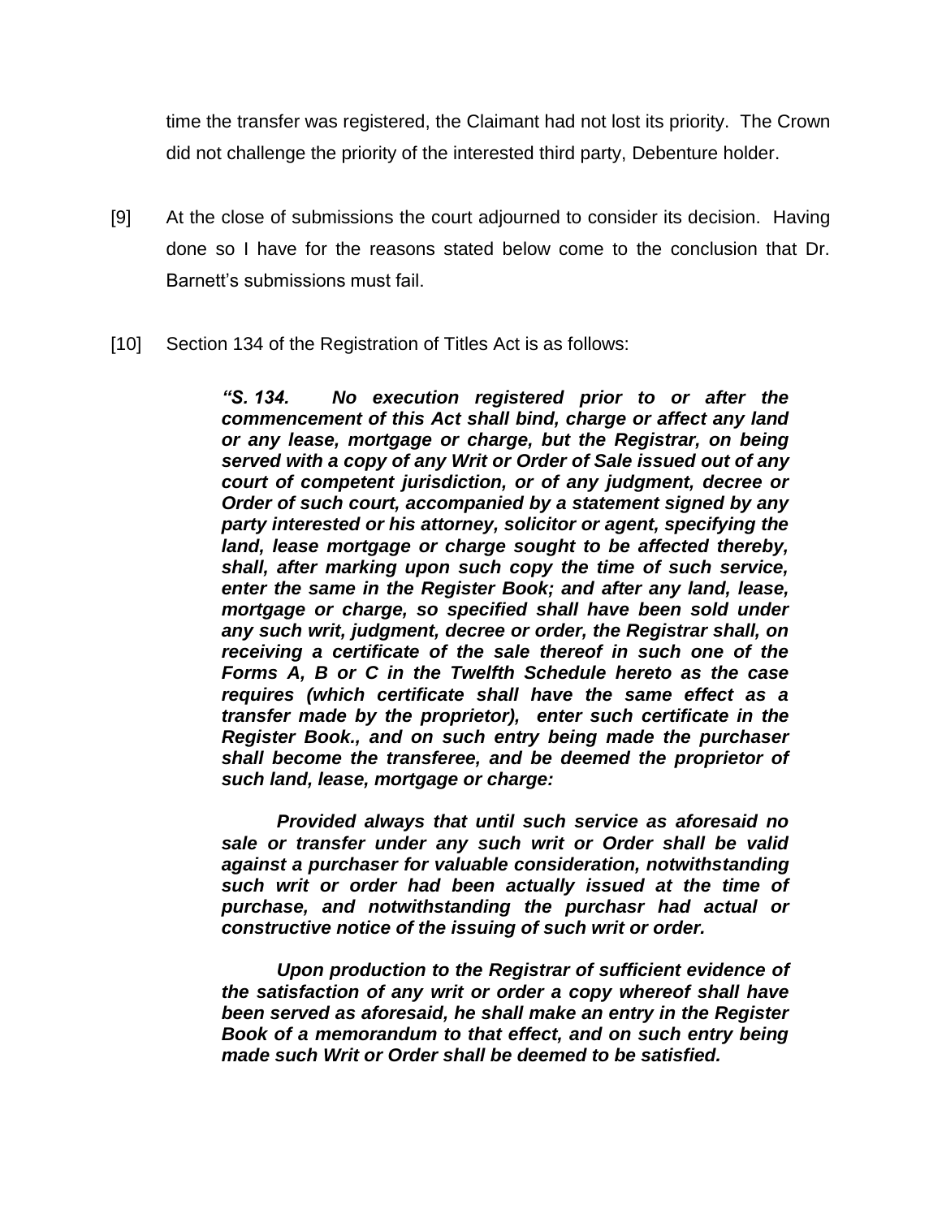time the transfer was registered, the Claimant had not lost its priority. The Crown did not challenge the priority of the interested third party, Debenture holder.

[9] At the close of submissions the court adjourned to consider its decision. Having done so I have for the reasons stated below come to the conclusion that Dr. Barnett's submissions must fail.

[10] Section 134 of the Registration of Titles Act is as follows:

> ***"S. 134. No execution registered prior to or after the commencement of this Act shall bind, charge or affect any land or any lease, mortgage or charge, but the Registrar, on being served with a copy of any Writ or Order of Sale issued out of any court of competent jurisdiction, or of any judgment, decree or Order of such court, accompanied by a statement signed by any party interested or his attorney, solicitor or agent, specifying the land, lease mortgage or charge sought to be affected thereby, shall, after marking upon such copy the time of such service, enter the same in the Register Book; and after any land, lease, mortgage or charge, so specified shall have been sold under any such writ, judgment, decree or order, the Registrar shall, on receiving a certificate of the sale thereof in such one of the Forms A, B or C in the Twelfth Schedule hereto as the case requires (which certificate shall have the same effect as a transfer made by the proprietor), enter such certificate in the Register Book., and on such entry being made the purchaser shall become the transferee, and be deemed the proprietor of such land, lease, mortgage or charge:***
>
> ***Provided always that until such service as aforesaid no sale or transfer under any such writ or Order shall be valid against a purchaser for valuable consideration, notwithstanding such writ or order had been actually issued at the time of purchase, and notwithstanding the purchasr had actual or constructive notice of the issuing of such writ or order.***
>
> ***Upon production to the Registrar of sufficient evidence of the satisfaction of any writ or order a copy whereof shall have been served as aforesaid, he shall make an entry in the Register Book of a memorandum to that effect, and on such entry being made such Writ or Order shall be deemed to be satisfied.***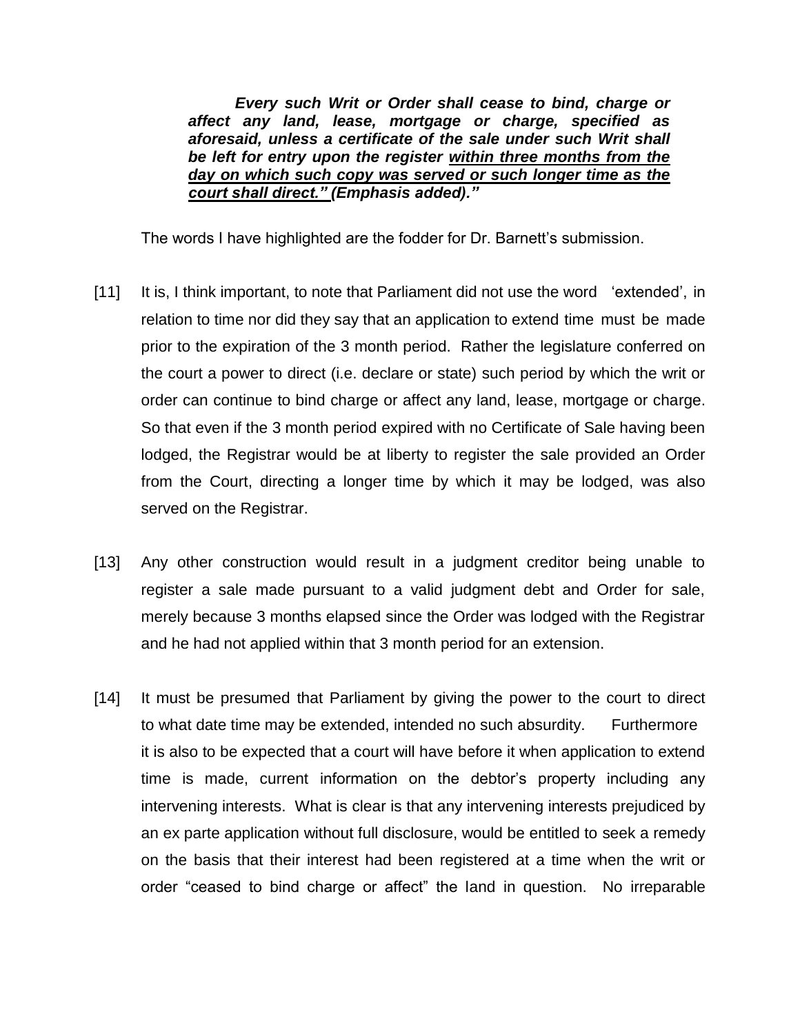> ***Every such Writ or Order shall cease to bind, charge or affect any land, lease, mortgage or charge, specified as aforesaid, unless a certificate of the sale under such Writ shall be left for entry upon the register <u>within three months from the day on which such copy was served or such longer time as the court shall direct."</u> (Emphasis added)."***

The words I have highlighted are the fodder for Dr. Barnett's submission.

[11] It is, I think important, to note that Parliament did not use the word 'extended', in relation to time nor did they say that an application to extend time must be made prior to the expiration of the 3 month period. Rather the legislature conferred on the court a power to direct (i.e. declare or state) such period by which the writ or order can continue to bind charge or affect any land, lease, mortgage or charge. So that even if the 3 month period expired with no Certificate of Sale having been lodged, the Registrar would be at liberty to register the sale provided an Order from the Court, directing a longer time by which it may be lodged, was also served on the Registrar.

[13] Any other construction would result in a judgment creditor being unable to register a sale made pursuant to a valid judgment debt and Order for sale, merely because 3 months elapsed since the Order was lodged with the Registrar and he had not applied within that 3 month period for an extension.

[14] It must be presumed that Parliament by giving the power to the court to direct to what date time may be extended, intended no such absurdity. Furthermore it is also to be expected that a court will have before it when application to extend time is made, current information on the debtor's property including any intervening interests. What is clear is that any intervening interests prejudiced by an ex parte application without full disclosure, would be entitled to seek a remedy on the basis that their interest had been registered at a time when the writ or order "ceased to bind charge or affect" the land in question. No irreparable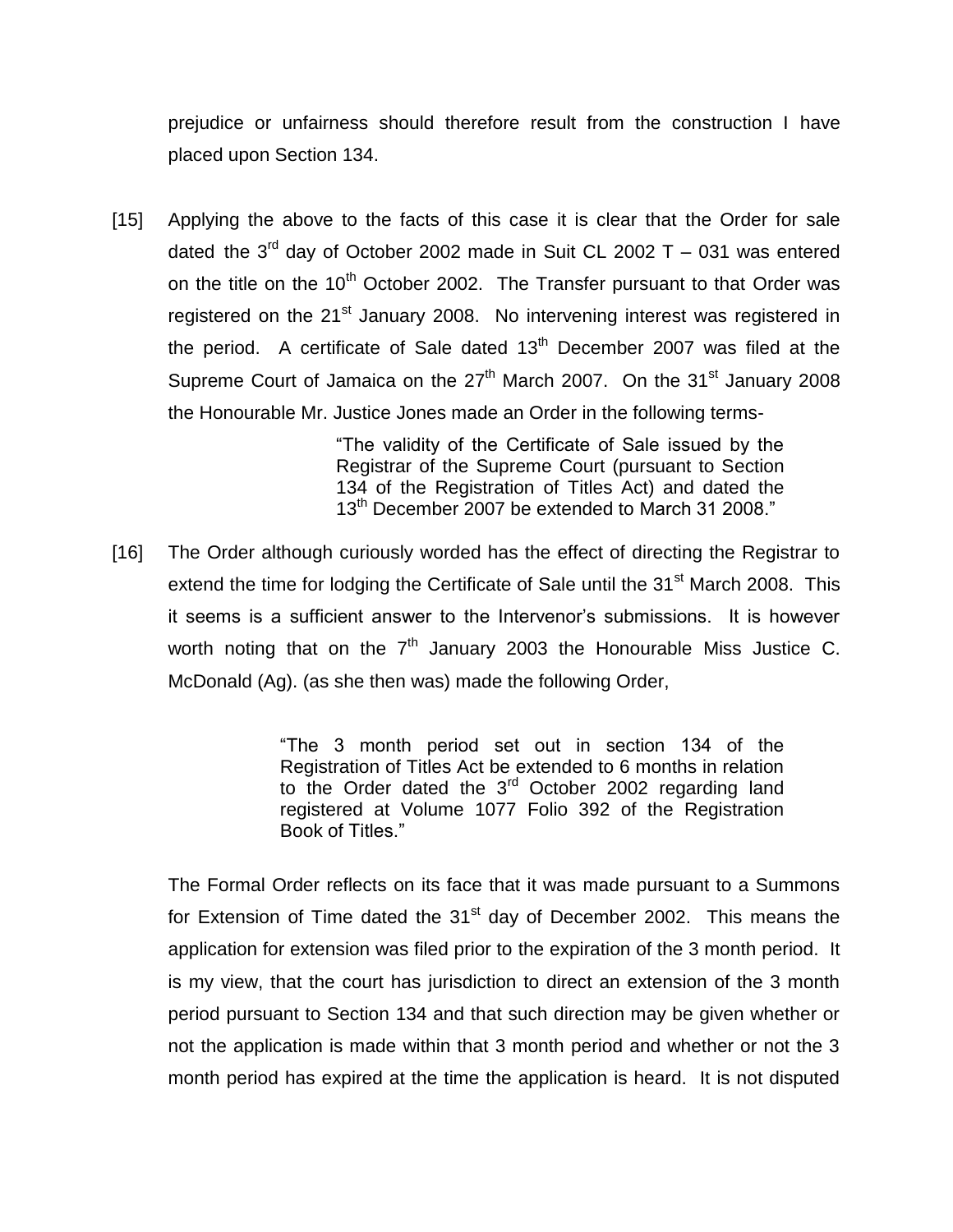prejudice or unfairness should therefore result from the construction I have placed upon Section 134.

[15] Applying the above to the facts of this case it is clear that the Order for sale dated the 3rd day of October 2002 made in Suit CL 2002 T – 031 was entered on the title on the 10th October 2002. The Transfer pursuant to that Order was registered on the 21st January 2008. No intervening interest was registered in the period. A certificate of Sale dated 13th December 2007 was filed at the Supreme Court of Jamaica on the 27th March 2007. On the 31st January 2008 the Honourable Mr. Justice Jones made an Order in the following terms-

> "The validity of the Certificate of Sale issued by the Registrar of the Supreme Court (pursuant to Section 134 of the Registration of Titles Act) and dated the 13th December 2007 be extended to March 31 2008."

[16] The Order although curiously worded has the effect of directing the Registrar to extend the time for lodging the Certificate of Sale until the 31st March 2008. This it seems is a sufficient answer to the Intervenor's submissions. It is however worth noting that on the 7th January 2003 the Honourable Miss Justice C. McDonald (Ag). (as she then was) made the following Order,

> "The 3 month period set out in section 134 of the Registration of Titles Act be extended to 6 months in relation to the Order dated the 3rd October 2002 regarding land registered at Volume 1077 Folio 392 of the Registration Book of Titles."

The Formal Order reflects on its face that it was made pursuant to a Summons for Extension of Time dated the 31st day of December 2002. This means the application for extension was filed prior to the expiration of the 3 month period. It is my view, that the court has jurisdiction to direct an extension of the 3 month period pursuant to Section 134 and that such direction may be given whether or not the application is made within that 3 month period and whether or not the 3 month period has expired at the time the application is heard. It is not disputed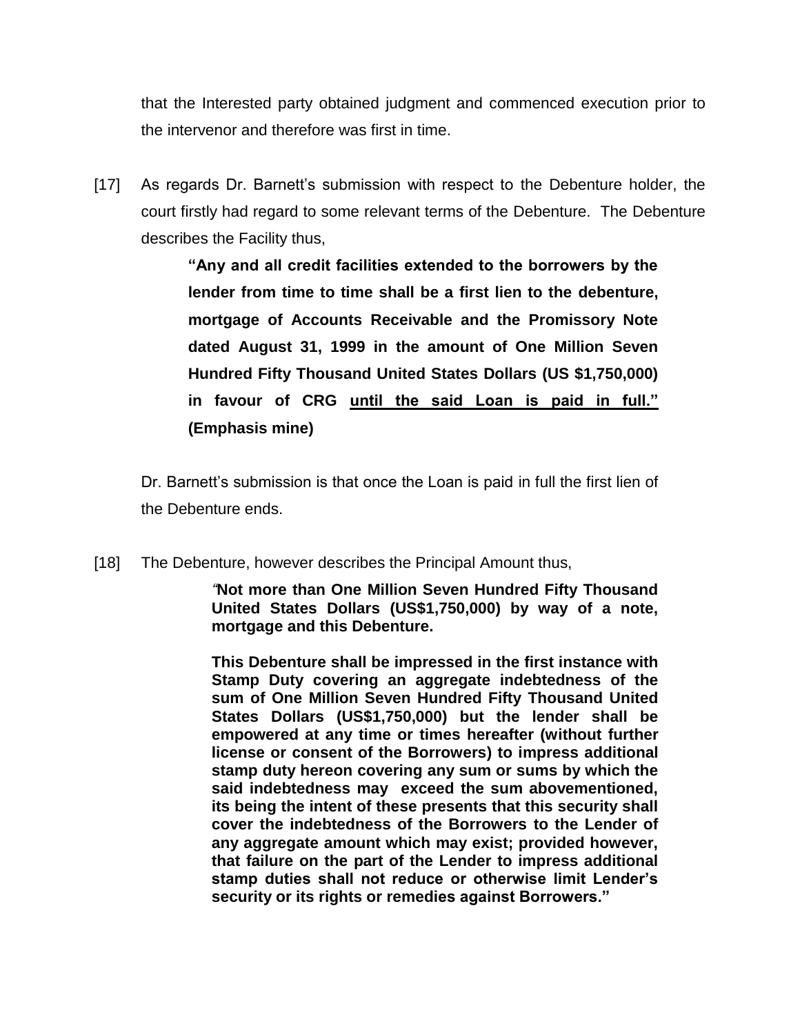that the Interested party obtained judgment and commenced execution prior to the intervenor and therefore was first in time.

[17] As regards Dr. Barnett's submission with respect to the Debenture holder, the court firstly had regard to some relevant terms of the Debenture. The Debenture describes the Facility thus,

> **"Any and all credit facilities extended to the borrowers by the lender from time to time shall be a first lien to the debenture, mortgage of Accounts Receivable and the Promissory Note dated August 31, 1999 in the amount of One Million Seven Hundred Fifty Thousand United States Dollars (US $1,750,000) in favour of CRG <u>until the said Loan is paid in full."</u> (Emphasis mine)**

Dr. Barnett's submission is that once the Loan is paid in full the first lien of the Debenture ends.

[18] The Debenture, however describes the Principal Amount thus,

> **"Not more than One Million Seven Hundred Fifty Thousand United States Dollars (US$1,750,000) by way of a note, mortgage and this Debenture.**
>
> **This Debenture shall be impressed in the first instance with Stamp Duty covering an aggregate indebtedness of the sum of One Million Seven Hundred Fifty Thousand United States Dollars (US$1,750,000) but the lender shall be empowered at any time or times hereafter (without further license or consent of the Borrowers) to impress additional stamp duty hereon covering any sum or sums by which the said indebtedness may exceed the sum abovementioned, its being the intent of these presents that this security shall cover the indebtedness of the Borrowers to the Lender of any aggregate amount which may exist; provided however, that failure on the part of the Lender to impress additional stamp duties shall not reduce or otherwise limit Lender's security or its rights or remedies against Borrowers."**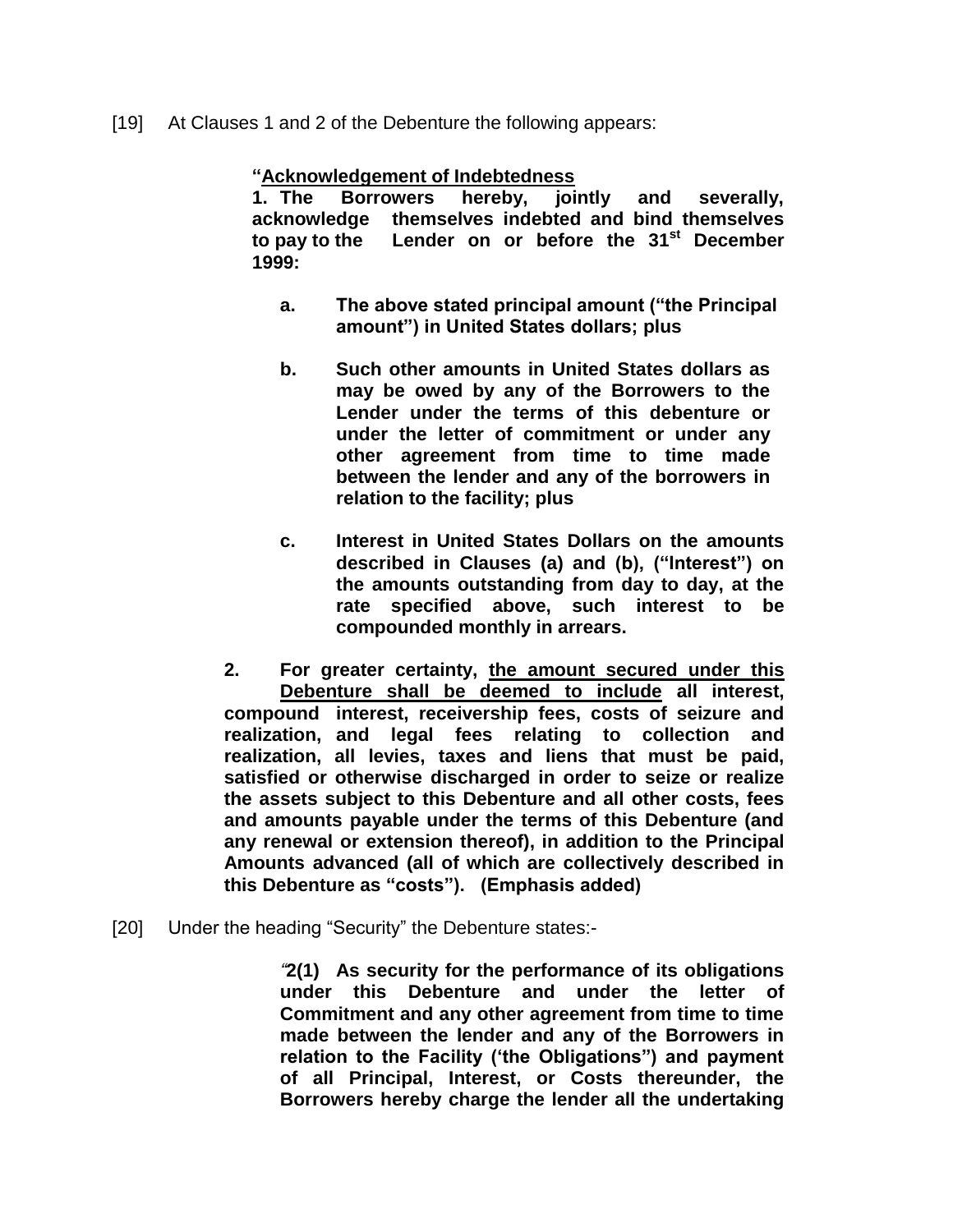[19] At Clauses 1 and 2 of the Debenture the following appears:

> **"<u>Acknowledgement of Indebtedness</u>**
> **1. The Borrowers hereby, jointly and severally, acknowledge themselves indebted and bind themselves to pay to the Lender on or before the 31st December 1999:**
>
> **a. The above stated principal amount ("the Principal amount") in United States dollars; plus**
>
> **b. Such other amounts in United States dollars as may be owed by any of the Borrowers to the Lender under the terms of this debenture or under the letter of commitment or under any other agreement from time to time made between the lender and any of the borrowers in relation to the facility; plus**
>
> **c. Interest in United States Dollars on the amounts described in Clauses (a) and (b), ("Interest") on the amounts outstanding from day to day, at the rate specified above, such interest to be compounded monthly in arrears.**
>
> **2. For greater certainty, <u>the amount secured under this Debenture shall be deemed to include</u> all interest, compound interest, receivership fees, costs of seizure and realization, and legal fees relating to collection and realization, all levies, taxes and liens that must be paid, satisfied or otherwise discharged in order to seize or realize the assets subject to this Debenture and all other costs, fees and amounts payable under the terms of this Debenture (and any renewal or extension thereof), in addition to the Principal Amounts advanced (all of which are collectively described in this Debenture as "costs"). (Emphasis added)**

[20] Under the heading "Security" the Debenture states:-

> *"***2(1) As security for the performance of its obligations under this Debenture and under the letter of Commitment and any other agreement from time to time made between the lender and any of the Borrowers in relation to the Facility ('the Obligations") and payment of all Principal, Interest, or Costs thereunder, the Borrowers hereby charge the lender all the undertaking**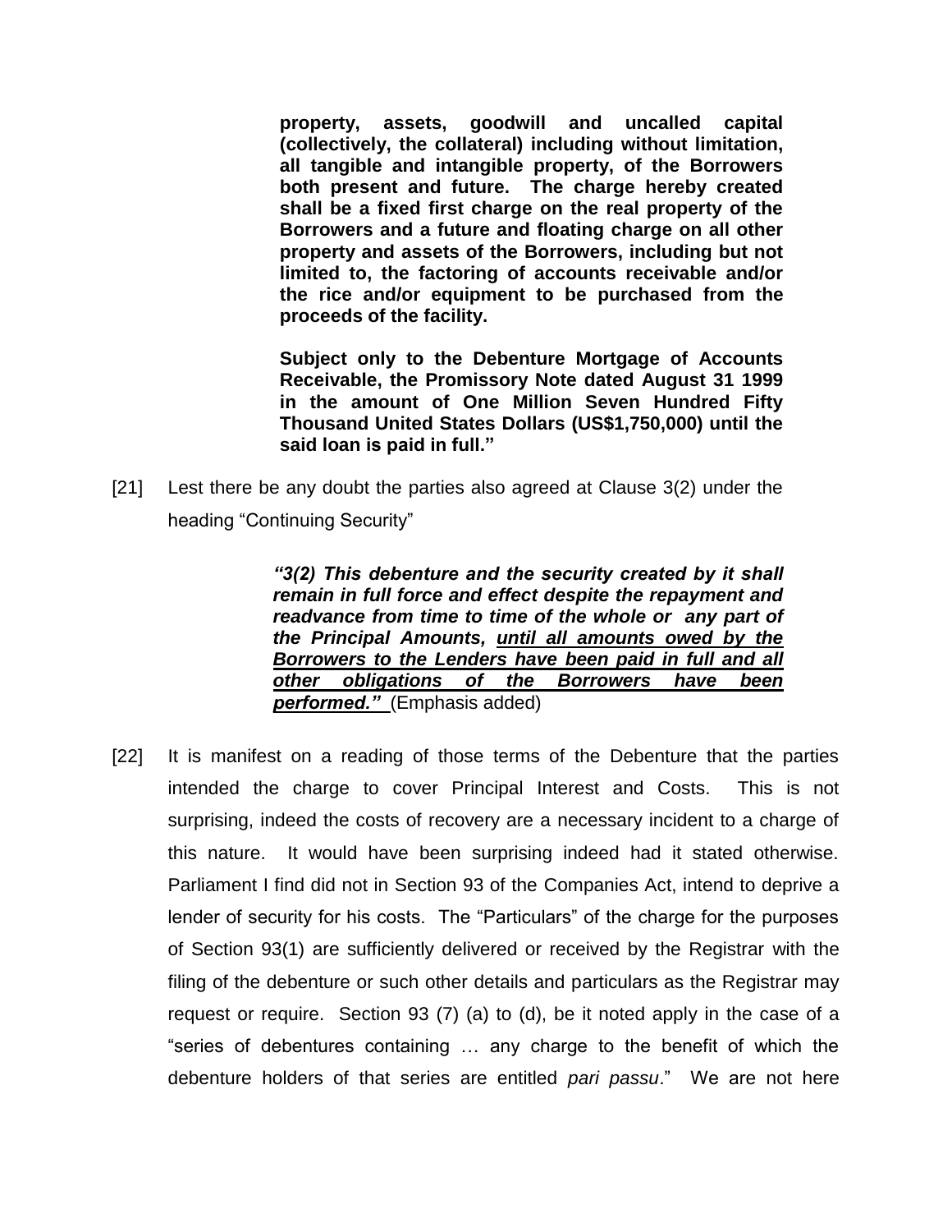> **property, assets, goodwill and uncalled capital (collectively, the collateral) including without limitation, all tangible and intangible property, of the Borrowers both present and future. The charge hereby created shall be a fixed first charge on the real property of the Borrowers and a future and floating charge on all other property and assets of the Borrowers, including but not limited to, the factoring of accounts receivable and/or the rice and/or equipment to be purchased from the proceeds of the facility.**
>
> **Subject only to the Debenture Mortgage of Accounts Receivable, the Promissory Note dated August 31 1999 in the amount of One Million Seven Hundred Fifty Thousand United States Dollars (US$1,750,000) until the said loan is paid in full."**

[21] Lest there be any doubt the parties also agreed at Clause 3(2) under the heading "Continuing Security"

> ***"3(2) This debenture and the security created by it shall remain in full force and effect despite the repayment and readvance from time to time of the whole or any part of the Principal Amounts, <u>until all amounts owed by the Borrowers to the Lenders have been paid in full and all other obligations of the Borrowers have been performed."</u>*** (Emphasis added)

[22] It is manifest on a reading of those terms of the Debenture that the parties intended the charge to cover Principal Interest and Costs. This is not surprising, indeed the costs of recovery are a necessary incident to a charge of this nature. It would have been surprising indeed had it stated otherwise. Parliament I find did not in Section 93 of the Companies Act, intend to deprive a lender of security for his costs. The "Particulars" of the charge for the purposes of Section 93(1) are sufficiently delivered or received by the Registrar with the filing of the debenture or such other details and particulars as the Registrar may request or require. Section 93 (7) (a) to (d), be it noted apply in the case of a "series of debentures containing … any charge to the benefit of which the debenture holders of that series are entitled *pari passu*." We are not here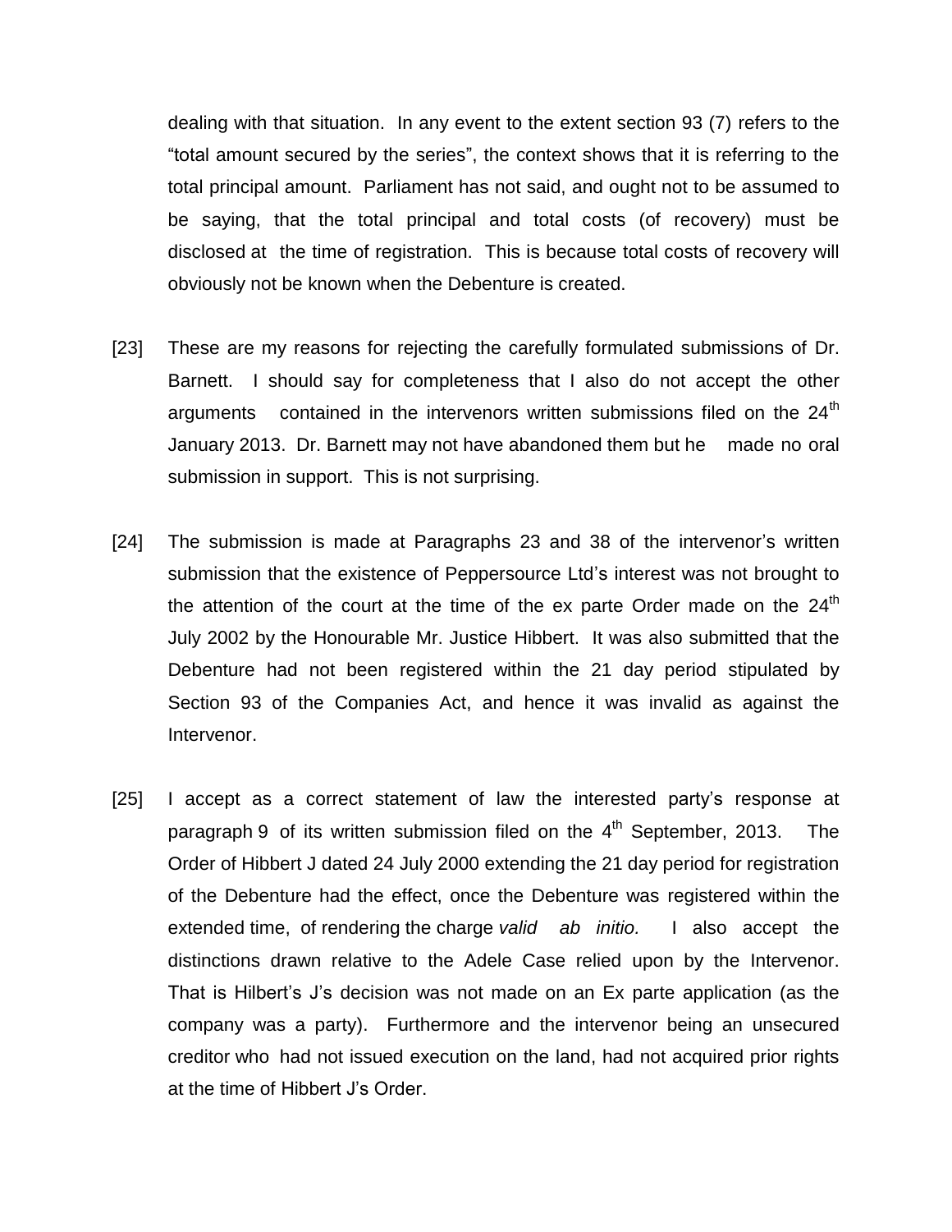dealing with that situation. In any event to the extent section 93 (7) refers to the "total amount secured by the series", the context shows that it is referring to the total principal amount. Parliament has not said, and ought not to be assumed to be saying, that the total principal and total costs (of recovery) must be disclosed at the time of registration. This is because total costs of recovery will obviously not be known when the Debenture is created.

[23] These are my reasons for rejecting the carefully formulated submissions of Dr. Barnett. I should say for completeness that I also do not accept the other arguments contained in the intervenors written submissions filed on the 24th January 2013. Dr. Barnett may not have abandoned them but he made no oral submission in support. This is not surprising.

[24] The submission is made at Paragraphs 23 and 38 of the intervenor's written submission that the existence of Peppersource Ltd's interest was not brought to the attention of the court at the time of the ex parte Order made on the 24th July 2002 by the Honourable Mr. Justice Hibbert. It was also submitted that the Debenture had not been registered within the 21 day period stipulated by Section 93 of the Companies Act, and hence it was invalid as against the Intervenor.

[25] I accept as a correct statement of law the interested party's response at paragraph 9 of its written submission filed on the 4th September, 2013. The Order of Hibbert J dated 24 July 2000 extending the 21 day period for registration of the Debenture had the effect, once the Debenture was registered within the extended time, of rendering the charge *valid ab initio.* I also accept the distinctions drawn relative to the Adele Case relied upon by the Intervenor. That is Hilbert's J's decision was not made on an Ex parte application (as the company was a party). Furthermore and the intervenor being an unsecured creditor who had not issued execution on the land, had not acquired prior rights at the time of Hibbert J's Order.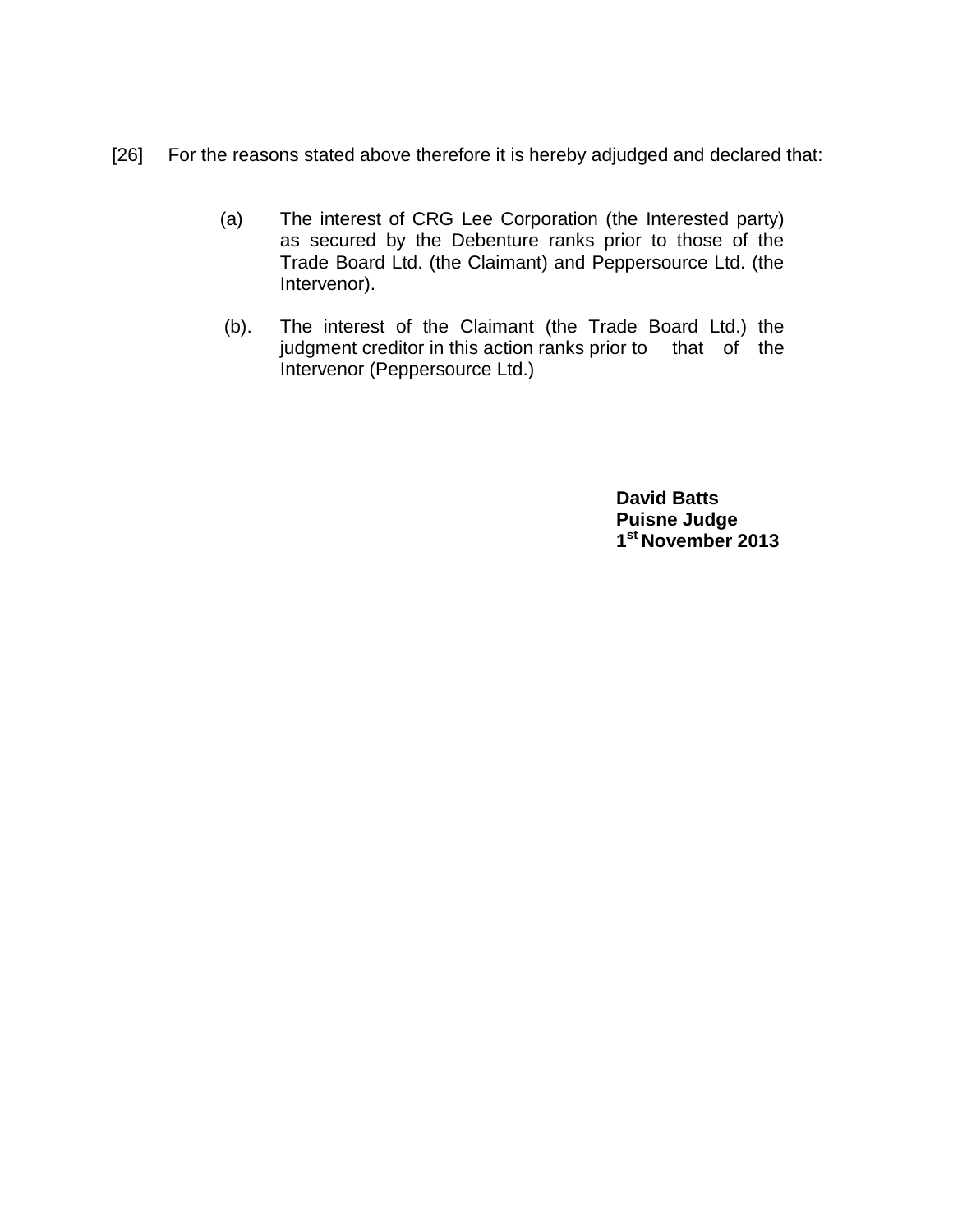[26] For the reasons stated above therefore it is hereby adjudged and declared that:

(a) The interest of CRG Lee Corporation (the Interested party) as secured by the Debenture ranks prior to those of the Trade Board Ltd. (the Claimant) and Peppersource Ltd. (the Intervenor).

(b). The interest of the Claimant (the Trade Board Ltd.) the judgment creditor in this action ranks prior to that of the Intervenor (Peppersource Ltd.)

**David Batts**
**Puisne Judge**
**1st November 2013**